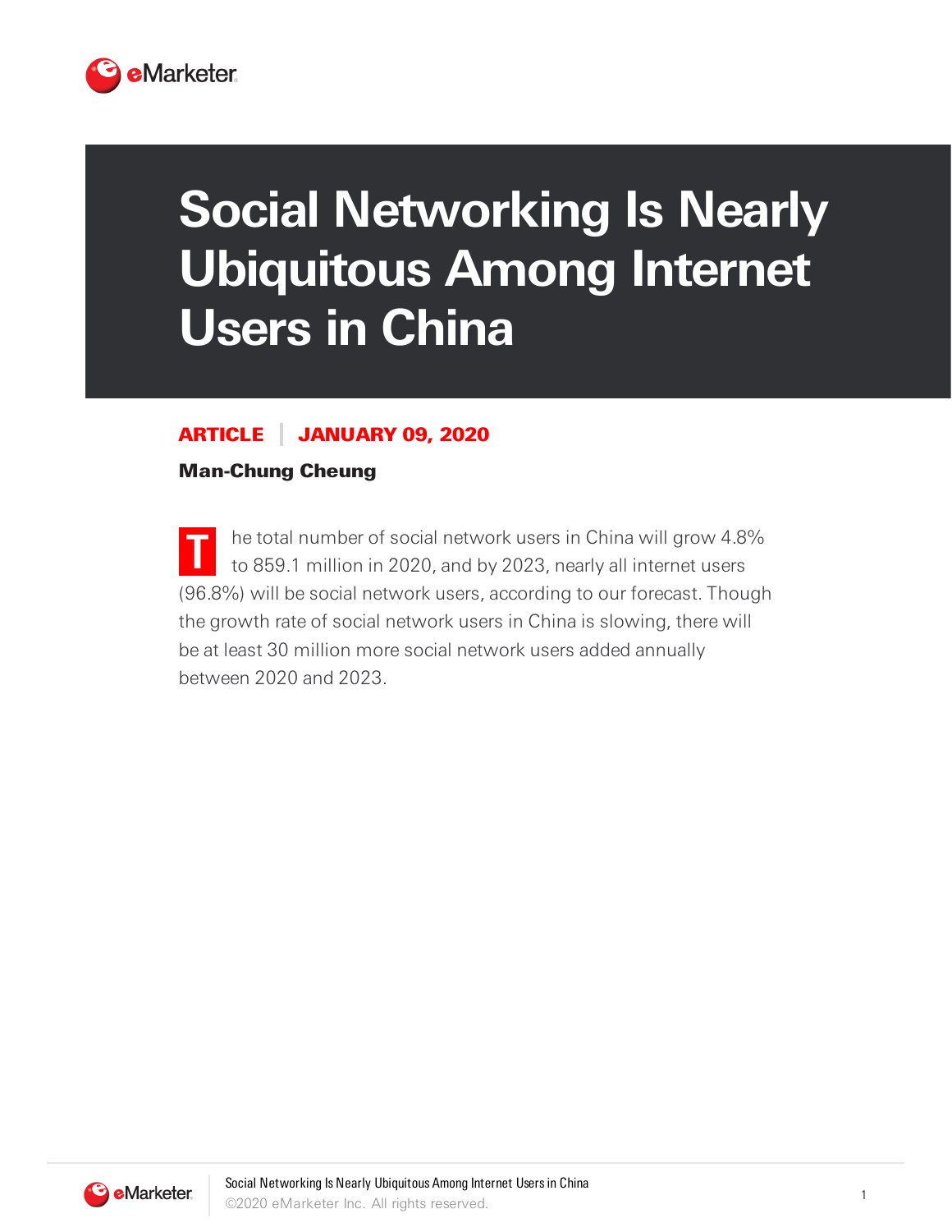# Social Networking Is Nearly Ubiquitous Among Internet Users in China

**ARTICLE | JANUARY 09, 2020**

**Man-Chung Cheung**

The total number of social network users in China will grow 4.8% to 859.1 million in 2020, and by 2023, nearly all internet users (96.8%) will be social network users, according to our forecast. Though the growth rate of social network users in China is slowing, there will be at least 30 million more social network users added annually between 2020 and 2023.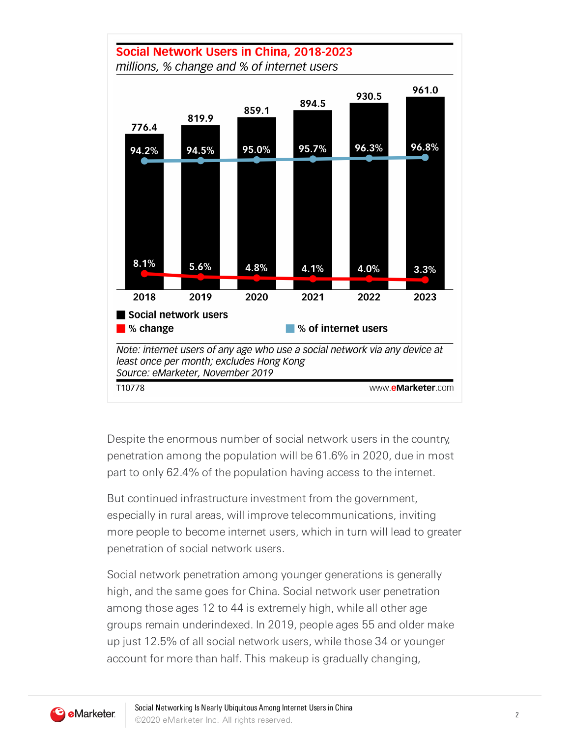## Social Network Users in China, 2018-2023

*millions, % change and % of internet users*

| | 2018 | 2019 | 2020 | 2021 | 2022 | 2023 |
|---|---|---|---|---|---|---|
| Social network users | 776.4 | 819.9 | 859.1 | 894.5 | 930.5 | 961.0 |
| % change | 8.1% | 5.6% | 4.8% | 4.1% | 4.0% | 3.3% |
| % of internet users | 94.2% | 94.5% | 95.0% | 95.7% | 96.3% | 96.8% |

*Note: internet users of any age who use a social network via any device at least once per month; excludes Hong Kong*
*Source: eMarketer, November 2019*

T10778 www.eMarketer.com

Despite the enormous number of social network users in the country, penetration among the population will be 61.6% in 2020, due in most part to only 62.4% of the population having access to the internet.

But continued infrastructure investment from the government, especially in rural areas, will improve telecommunications, inviting more people to become internet users, which in turn will lead to greater penetration of social network users.

Social network penetration among younger generations is generally high, and the same goes for China. Social network user penetration among those ages 12 to 44 is extremely high, while all other age groups remain underindexed. In 2019, people ages 55 and older make up just 12.5% of all social network users, while those 34 or younger account for more than half. This makeup is gradually changing,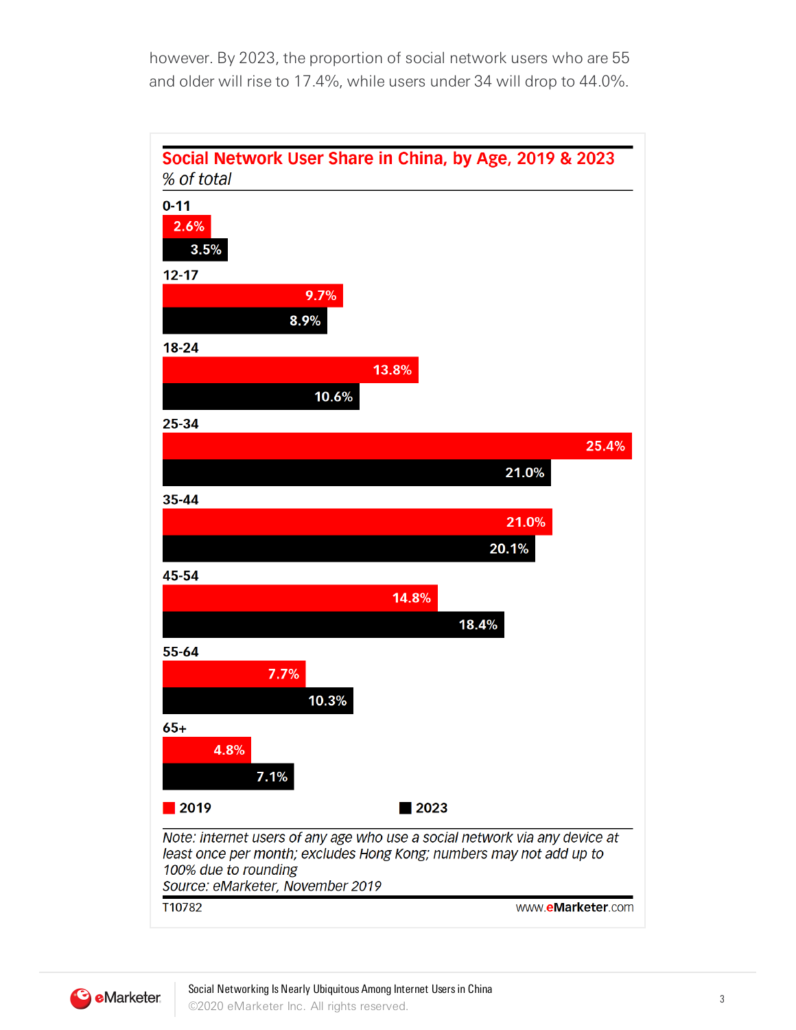however. By 2023, the proportion of social network users who are 55 and older will rise to 17.4%, while users under 34 will drop to 44.0%.

**Social Network User Share in China, by Age, 2019 & 2023**
*% of total*

| Age | 2019 | 2023 |
|---|---|---|
| 0-11 | 2.6% | 3.5% |
| 12-17 | 9.7% | 8.9% |
| 18-24 | 13.8% | 10.6% |
| 25-34 | 25.4% | 21.0% |
| 35-44 | 21.0% | 20.1% |
| 45-54 | 14.8% | 18.4% |
| 55-64 | 7.7% | 10.3% |
| 65+ | 4.8% | 7.1% |

*Note: internet users of any age who use a social network via any device at least once per month; excludes Hong Kong; numbers may not add up to 100% due to rounding*
*Source: eMarketer, November 2019*

T10782 www.eMarketer.com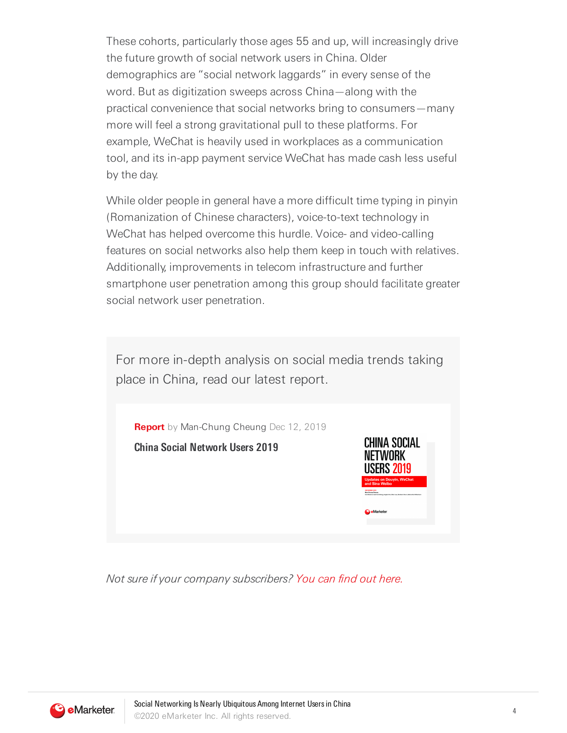These cohorts, particularly those ages 55 and up, will increasingly drive the future growth of social network users in China. Older demographics are "social network laggards" in every sense of the word. But as digitization sweeps across China—along with the practical convenience that social networks bring to consumers—many more will feel a strong gravitational pull to these platforms. For example, WeChat is heavily used in workplaces as a communication tool, and its in-app payment service WeChat has made cash less useful by the day.

While older people in general have a more difficult time typing in pinyin (Romanization of Chinese characters), voice-to-text technology in WeChat has helped overcome this hurdle. Voice- and video-calling features on social networks also help them keep in touch with relatives. Additionally, improvements in telecom infrastructure and further smartphone user penetration among this group should facilitate greater social network user penetration.

For more in-depth analysis on social media trends taking place in China, read our latest report.

**Report** by Man-Chung Cheung Dec 12, 2019

**China Social Network Users 2019**

*Not sure if your company subscribers? You can find out here.*